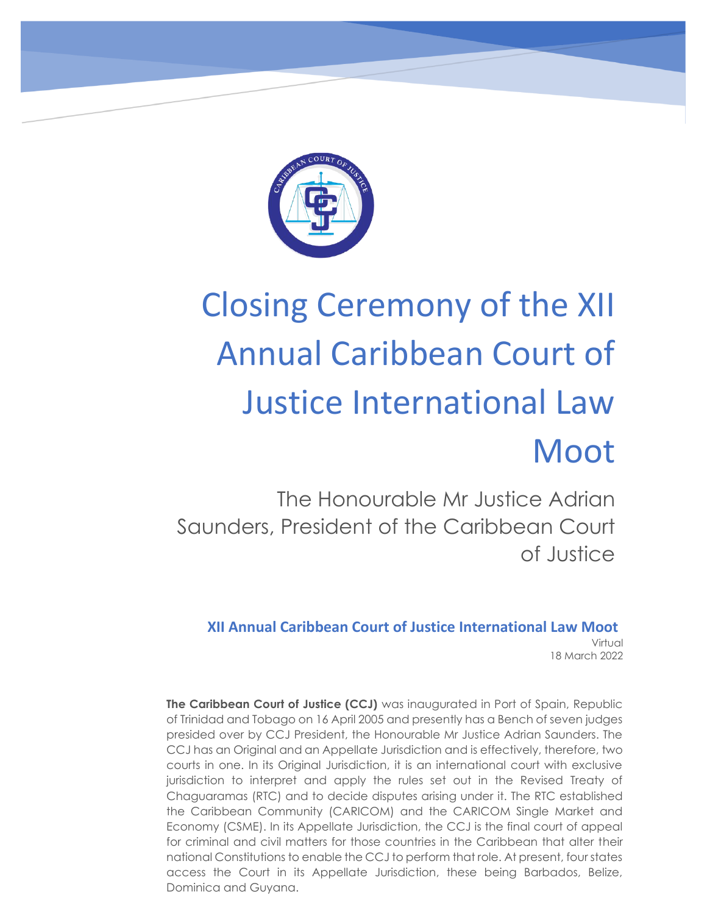# Closing Ceremony of the XII Annual Caribbean Court of Justice International Law Moot

The Honourable Mr Justice Adrian Saunders, President of the Caribbean Court of Justice

**XII Annual Caribbean Court of Justice International Law Moot**
Virtual
18 March 2022

**The Caribbean Court of Justice (CCJ)** was inaugurated in Port of Spain, Republic of Trinidad and Tobago on 16 April 2005 and presently has a Bench of seven judges presided over by CCJ President, the Honourable Mr Justice Adrian Saunders. The CCJ has an Original and an Appellate Jurisdiction and is effectively, therefore, two courts in one. In its Original Jurisdiction, it is an international court with exclusive jurisdiction to interpret and apply the rules set out in the Revised Treaty of Chaguaramas (RTC) and to decide disputes arising under it. The RTC established the Caribbean Community (CARICOM) and the CARICOM Single Market and Economy (CSME). In its Appellate Jurisdiction, the CCJ is the final court of appeal for criminal and civil matters for those countries in the Caribbean that alter their national Constitutions to enable the CCJ to perform that role. At present, four states access the Court in its Appellate Jurisdiction, these being Barbados, Belize, Dominica and Guyana.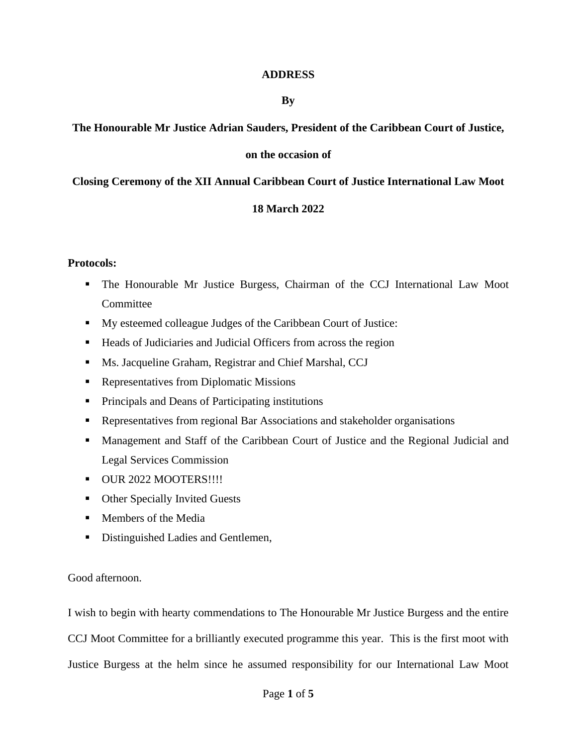**ADDRESS**

**By**

**The Honourable Mr Justice Adrian Sauders, President of the Caribbean Court of Justice,**

**on the occasion of**

**Closing Ceremony of the XII Annual Caribbean Court of Justice International Law Moot**

**18 March 2022**

**Protocols:**

- The Honourable Mr Justice Burgess, Chairman of the CCJ International Law Moot Committee
- My esteemed colleague Judges of the Caribbean Court of Justice:
- Heads of Judiciaries and Judicial Officers from across the region
- Ms. Jacqueline Graham, Registrar and Chief Marshal, CCJ
- Representatives from Diplomatic Missions
- Principals and Deans of Participating institutions
- Representatives from regional Bar Associations and stakeholder organisations
- Management and Staff of the Caribbean Court of Justice and the Regional Judicial and Legal Services Commission
- OUR 2022 MOOTERS!!!!
- Other Specially Invited Guests
- Members of the Media
- Distinguished Ladies and Gentlemen,

Good afternoon.

I wish to begin with hearty commendations to The Honourable Mr Justice Burgess and the entire CCJ Moot Committee for a brilliantly executed programme this year. This is the first moot with Justice Burgess at the helm since he assumed responsibility for our International Law Moot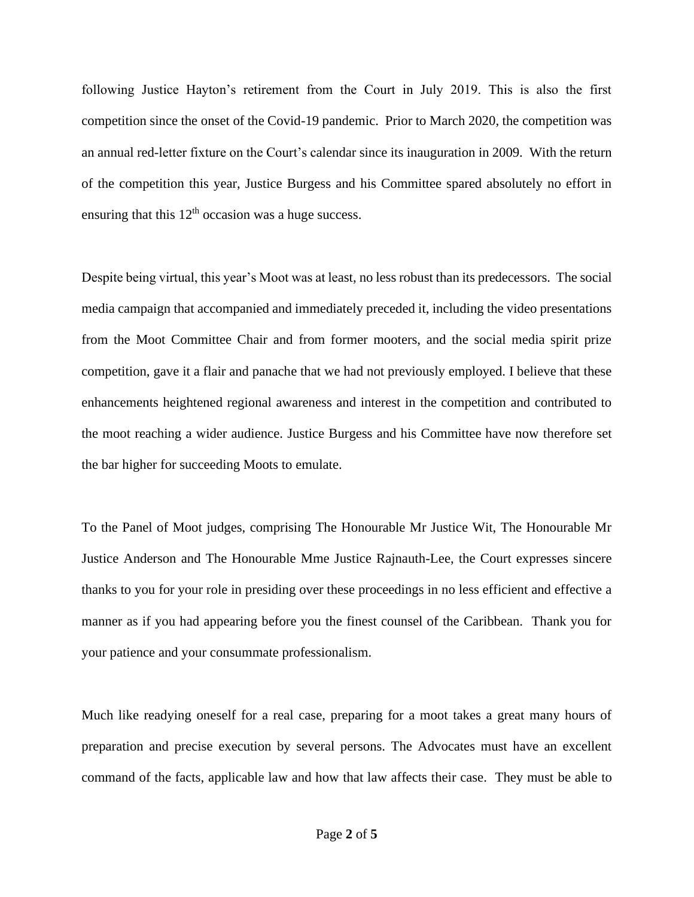following Justice Hayton's retirement from the Court in July 2019. This is also the first competition since the onset of the Covid-19 pandemic. Prior to March 2020, the competition was an annual red-letter fixture on the Court's calendar since its inauguration in 2009. With the return of the competition this year, Justice Burgess and his Committee spared absolutely no effort in ensuring that this 12th occasion was a huge success.

Despite being virtual, this year's Moot was at least, no less robust than its predecessors. The social media campaign that accompanied and immediately preceded it, including the video presentations from the Moot Committee Chair and from former mooters, and the social media spirit prize competition, gave it a flair and panache that we had not previously employed. I believe that these enhancements heightened regional awareness and interest in the competition and contributed to the moot reaching a wider audience. Justice Burgess and his Committee have now therefore set the bar higher for succeeding Moots to emulate.

To the Panel of Moot judges, comprising The Honourable Mr Justice Wit, The Honourable Mr Justice Anderson and The Honourable Mme Justice Rajnauth-Lee, the Court expresses sincere thanks to you for your role in presiding over these proceedings in no less efficient and effective a manner as if you had appearing before you the finest counsel of the Caribbean. Thank you for your patience and your consummate professionalism.

Much like readying oneself for a real case, preparing for a moot takes a great many hours of preparation and precise execution by several persons. The Advocates must have an excellent command of the facts, applicable law and how that law affects their case. They must be able to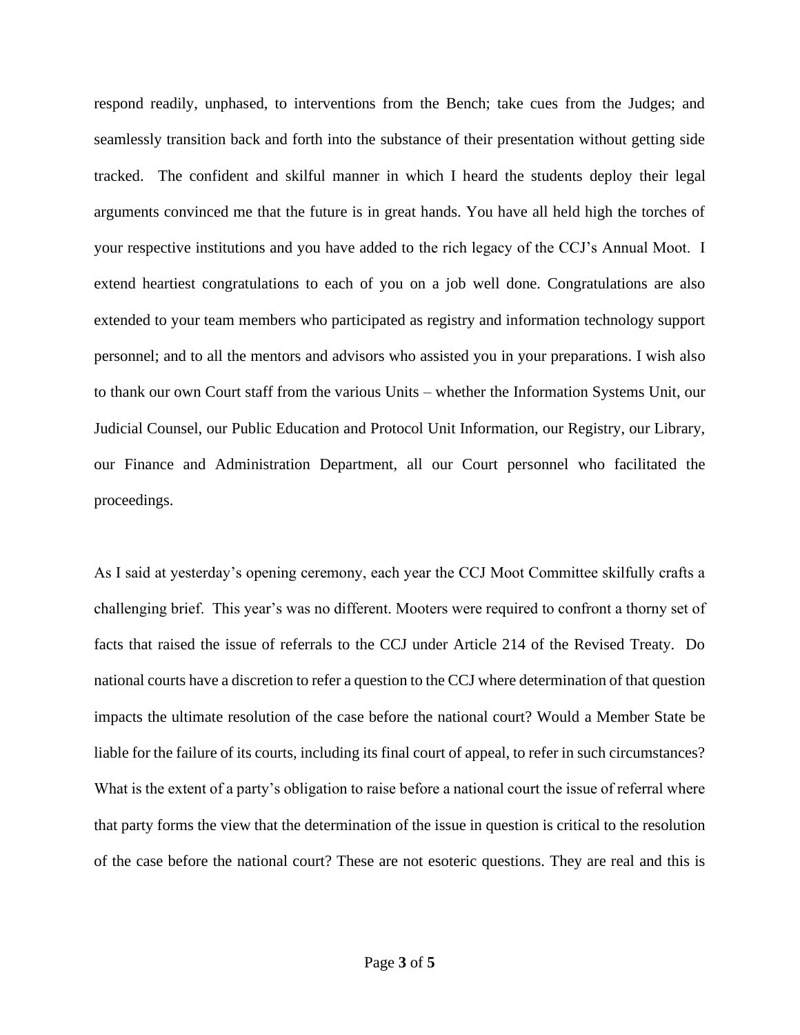respond readily, unphased, to interventions from the Bench; take cues from the Judges; and seamlessly transition back and forth into the substance of their presentation without getting side tracked. The confident and skilful manner in which I heard the students deploy their legal arguments convinced me that the future is in great hands. You have all held high the torches of your respective institutions and you have added to the rich legacy of the CCJ's Annual Moot. I extend heartiest congratulations to each of you on a job well done. Congratulations are also extended to your team members who participated as registry and information technology support personnel; and to all the mentors and advisors who assisted you in your preparations. I wish also to thank our own Court staff from the various Units – whether the Information Systems Unit, our Judicial Counsel, our Public Education and Protocol Unit Information, our Registry, our Library, our Finance and Administration Department, all our Court personnel who facilitated the proceedings.

As I said at yesterday's opening ceremony, each year the CCJ Moot Committee skilfully crafts a challenging brief. This year's was no different. Mooters were required to confront a thorny set of facts that raised the issue of referrals to the CCJ under Article 214 of the Revised Treaty. Do national courts have a discretion to refer a question to the CCJ where determination of that question impacts the ultimate resolution of the case before the national court? Would a Member State be liable for the failure of its courts, including its final court of appeal, to refer in such circumstances? What is the extent of a party's obligation to raise before a national court the issue of referral where that party forms the view that the determination of the issue in question is critical to the resolution of the case before the national court? These are not esoteric questions. They are real and this is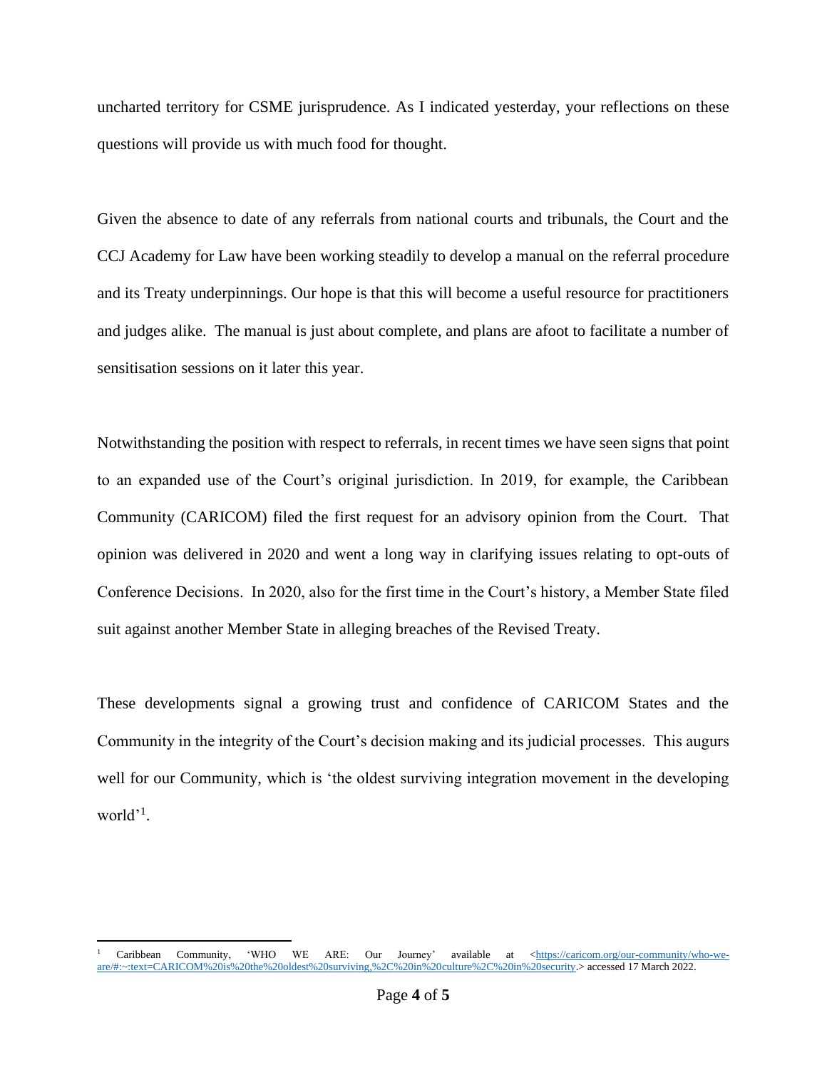uncharted territory for CSME jurisprudence. As I indicated yesterday, your reflections on these questions will provide us with much food for thought.

Given the absence to date of any referrals from national courts and tribunals, the Court and the CCJ Academy for Law have been working steadily to develop a manual on the referral procedure and its Treaty underpinnings. Our hope is that this will become a useful resource for practitioners and judges alike. The manual is just about complete, and plans are afoot to facilitate a number of sensitisation sessions on it later this year.

Notwithstanding the position with respect to referrals, in recent times we have seen signs that point to an expanded use of the Court's original jurisdiction. In 2019, for example, the Caribbean Community (CARICOM) filed the first request for an advisory opinion from the Court. That opinion was delivered in 2020 and went a long way in clarifying issues relating to opt-outs of Conference Decisions. In 2020, also for the first time in the Court's history, a Member State filed suit against another Member State in alleging breaches of the Revised Treaty.

These developments signal a growing trust and confidence of CARICOM States and the Community in the integrity of the Court's decision making and its judicial processes. This augurs well for our Community, which is 'the oldest surviving integration movement in the developing world'[1].

[1] Caribbean Community, 'WHO WE ARE: Our Journey' available at <https://caricom.org/our-community/who-we-are/#:~:text=CARICOM%20is%20the%20oldest%20surviving,%2C%20in%20culture%2C%20in%20security.> accessed 17 March 2022.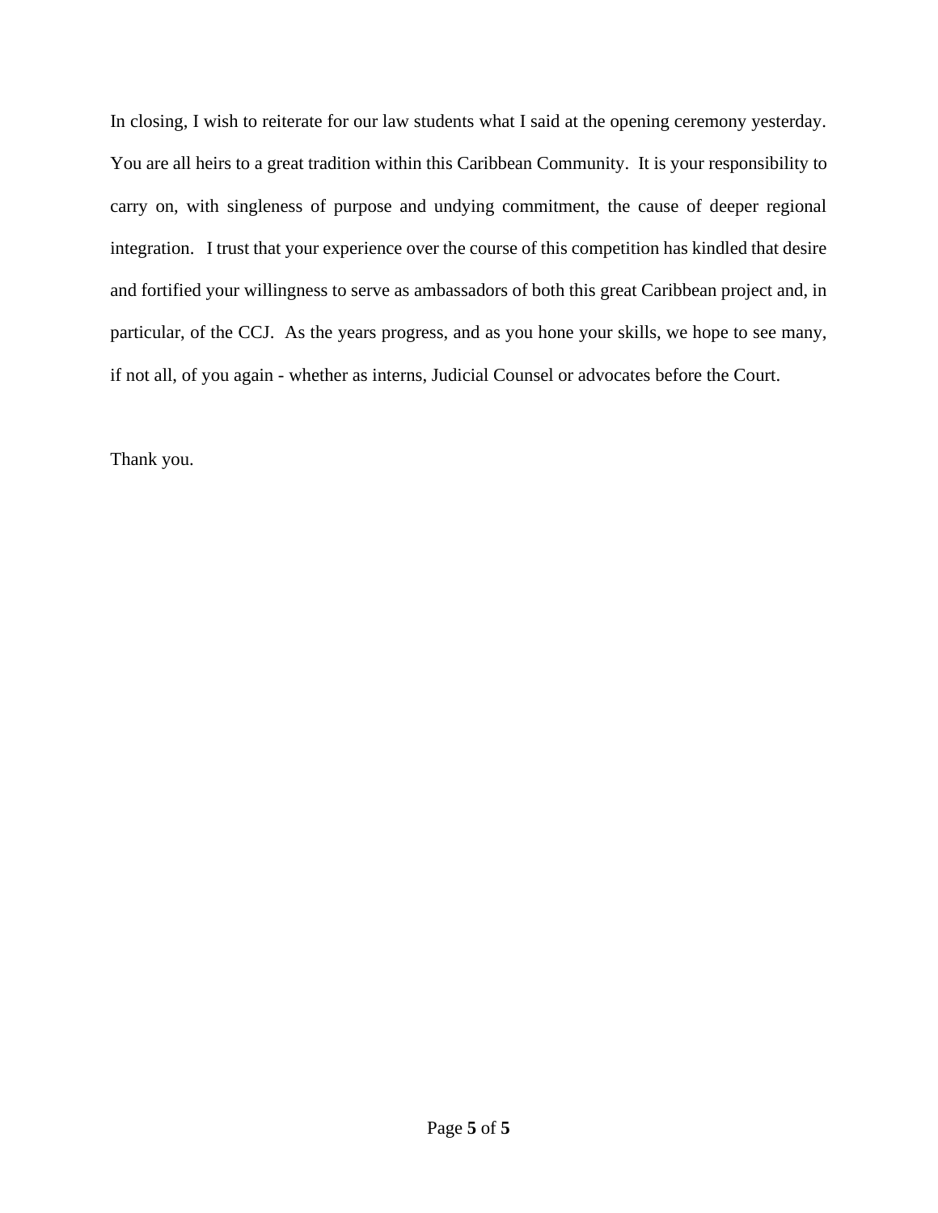In closing, I wish to reiterate for our law students what I said at the opening ceremony yesterday. You are all heirs to a great tradition within this Caribbean Community. It is your responsibility to carry on, with singleness of purpose and undying commitment, the cause of deeper regional integration. I trust that your experience over the course of this competition has kindled that desire and fortified your willingness to serve as ambassadors of both this great Caribbean project and, in particular, of the CCJ. As the years progress, and as you hone your skills, we hope to see many, if not all, of you again - whether as interns, Judicial Counsel or advocates before the Court.

Thank you.